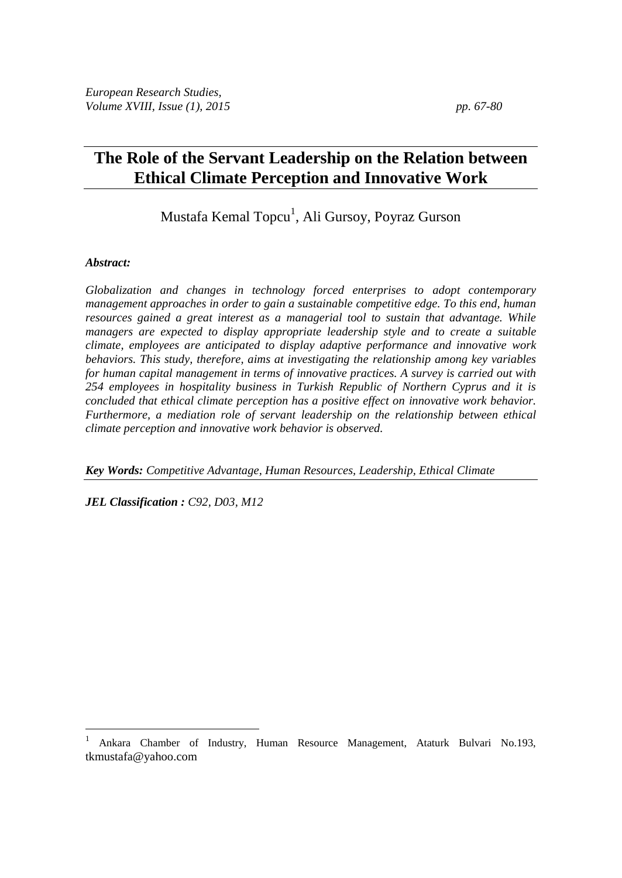# The Role of the Servant Leadership on the Relation between Ethical Climate Perception and Innovative Work

Mustafa Kemal Topcu[1], Ali Gursoy, Poyraz Gurson

***Abstract:***

*Globalization and changes in technology forced enterprises to adopt contemporary management approaches in order to gain a sustainable competitive edge. To this end, human resources gained a great interest as a managerial tool to sustain that advantage. While managers are expected to display appropriate leadership style and to create a suitable climate, employees are anticipated to display adaptive performance and innovative work behaviors. This study, therefore, aims at investigating the relationship among key variables for human capital management in terms of innovative practices. A survey is carried out with 254 employees in hospitality business in Turkish Republic of Northern Cyprus and it is concluded that ethical climate perception has a positive effect on innovative work behavior. Furthermore, a mediation role of servant leadership on the relationship between ethical climate perception and innovative work behavior is observed.*

***Key Words:*** *Competitive Advantage, Human Resources, Leadership, Ethical Climate*

***JEL Classification :*** *C92, D03, M12*

---

[1] Ankara Chamber of Industry, Human Resource Management, Ataturk Bulvari No.193, tkmustafa@yahoo.com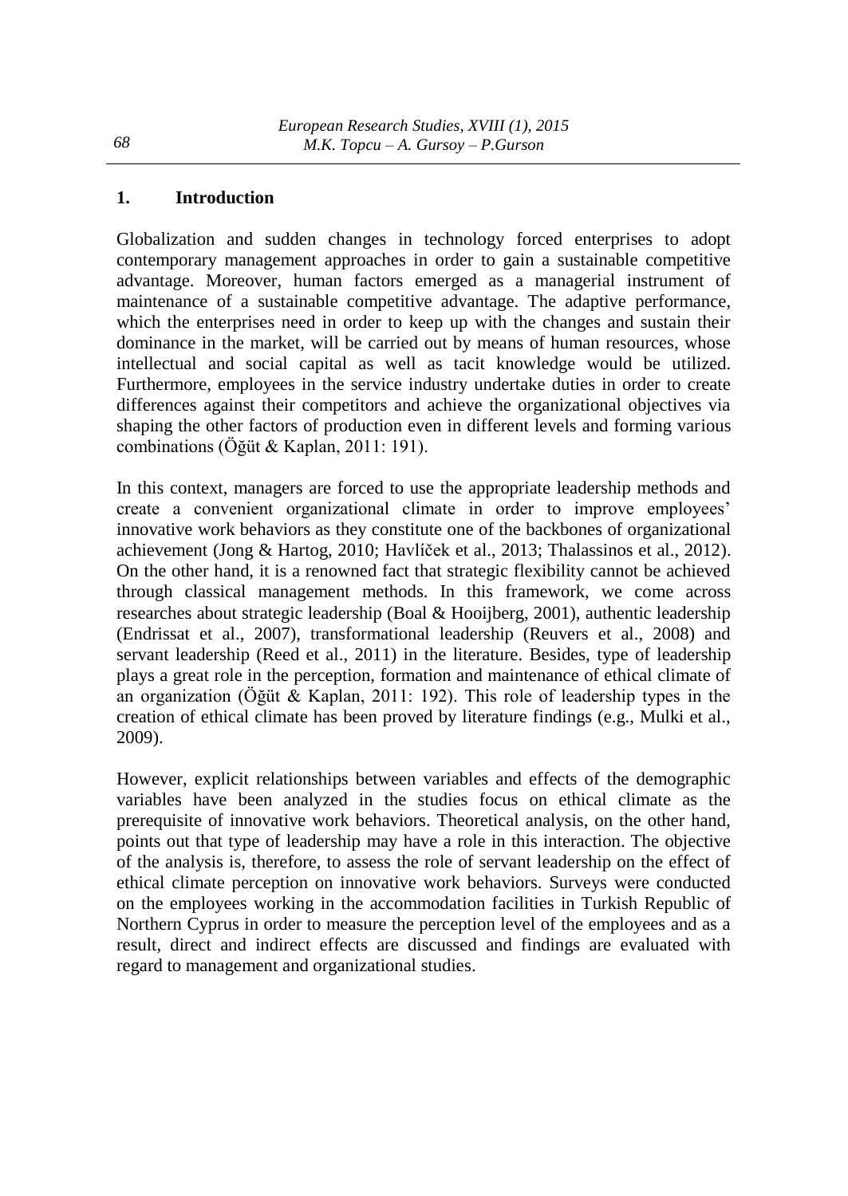## 1. Introduction

Globalization and sudden changes in technology forced enterprises to adopt contemporary management approaches in order to gain a sustainable competitive advantage. Moreover, human factors emerged as a managerial instrument of maintenance of a sustainable competitive advantage. The adaptive performance, which the enterprises need in order to keep up with the changes and sustain their dominance in the market, will be carried out by means of human resources, whose intellectual and social capital as well as tacit knowledge would be utilized. Furthermore, employees in the service industry undertake duties in order to create differences against their competitors and achieve the organizational objectives via shaping the other factors of production even in different levels and forming various combinations (Öğüt & Kaplan, 2011: 191).

In this context, managers are forced to use the appropriate leadership methods and create a convenient organizational climate in order to improve employees' innovative work behaviors as they constitute one of the backbones of organizational achievement (Jong & Hartog, 2010; Havlíček et al., 2013; Thalassinos et al., 2012). On the other hand, it is a renowned fact that strategic flexibility cannot be achieved through classical management methods. In this framework, we come across researches about strategic leadership (Boal & Hooijberg, 2001), authentic leadership (Endrissat et al., 2007), transformational leadership (Reuvers et al., 2008) and servant leadership (Reed et al., 2011) in the literature. Besides, type of leadership plays a great role in the perception, formation and maintenance of ethical climate of an organization (Öğüt & Kaplan, 2011: 192). This role of leadership types in the creation of ethical climate has been proved by literature findings (e.g., Mulki et al., 2009).

However, explicit relationships between variables and effects of the demographic variables have been analyzed in the studies focus on ethical climate as the prerequisite of innovative work behaviors. Theoretical analysis, on the other hand, points out that type of leadership may have a role in this interaction. The objective of the analysis is, therefore, to assess the role of servant leadership on the effect of ethical climate perception on innovative work behaviors. Surveys were conducted on the employees working in the accommodation facilities in Turkish Republic of Northern Cyprus in order to measure the perception level of the employees and as a result, direct and indirect effects are discussed and findings are evaluated with regard to management and organizational studies.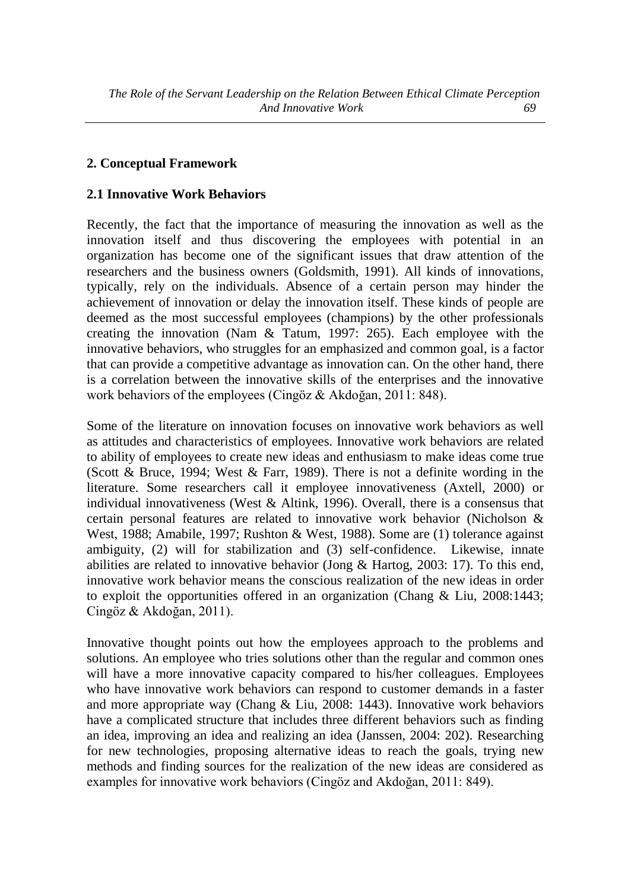## 2. Conceptual Framework

### 2.1 Innovative Work Behaviors

Recently, the fact that the importance of measuring the innovation as well as the innovation itself and thus discovering the employees with potential in an organization has become one of the significant issues that draw attention of the researchers and the business owners (Goldsmith, 1991). All kinds of innovations, typically, rely on the individuals. Absence of a certain person may hinder the achievement of innovation or delay the innovation itself. These kinds of people are deemed as the most successful employees (champions) by the other professionals creating the innovation (Nam & Tatum, 1997: 265). Each employee with the innovative behaviors, who struggles for an emphasized and common goal, is a factor that can provide a competitive advantage as innovation can. On the other hand, there is a correlation between the innovative skills of the enterprises and the innovative work behaviors of the employees (Cingöz & Akdoğan, 2011: 848).

Some of the literature on innovation focuses on innovative work behaviors as well as attitudes and characteristics of employees. Innovative work behaviors are related to ability of employees to create new ideas and enthusiasm to make ideas come true (Scott & Bruce, 1994; West & Farr, 1989). There is not a definite wording in the literature. Some researchers call it employee innovativeness (Axtell, 2000) or individual innovativeness (West & Altink, 1996). Overall, there is a consensus that certain personal features are related to innovative work behavior (Nicholson & West, 1988; Amabile, 1997; Rushton & West, 1988). Some are (1) tolerance against ambiguity, (2) will for stabilization and (3) self-confidence. Likewise, innate abilities are related to innovative behavior (Jong & Hartog, 2003: 17). To this end, innovative work behavior means the conscious realization of the new ideas in order to exploit the opportunities offered in an organization (Chang & Liu, 2008:1443; Cingöz & Akdoğan, 2011).

Innovative thought points out how the employees approach to the problems and solutions. An employee who tries solutions other than the regular and common ones will have a more innovative capacity compared to his/her colleagues. Employees who have innovative work behaviors can respond to customer demands in a faster and more appropriate way (Chang & Liu, 2008: 1443). Innovative work behaviors have a complicated structure that includes three different behaviors such as finding an idea, improving an idea and realizing an idea (Janssen, 2004: 202). Researching for new technologies, proposing alternative ideas to reach the goals, trying new methods and finding sources for the realization of the new ideas are considered as examples for innovative work behaviors (Cingöz and Akdoğan, 2011: 849).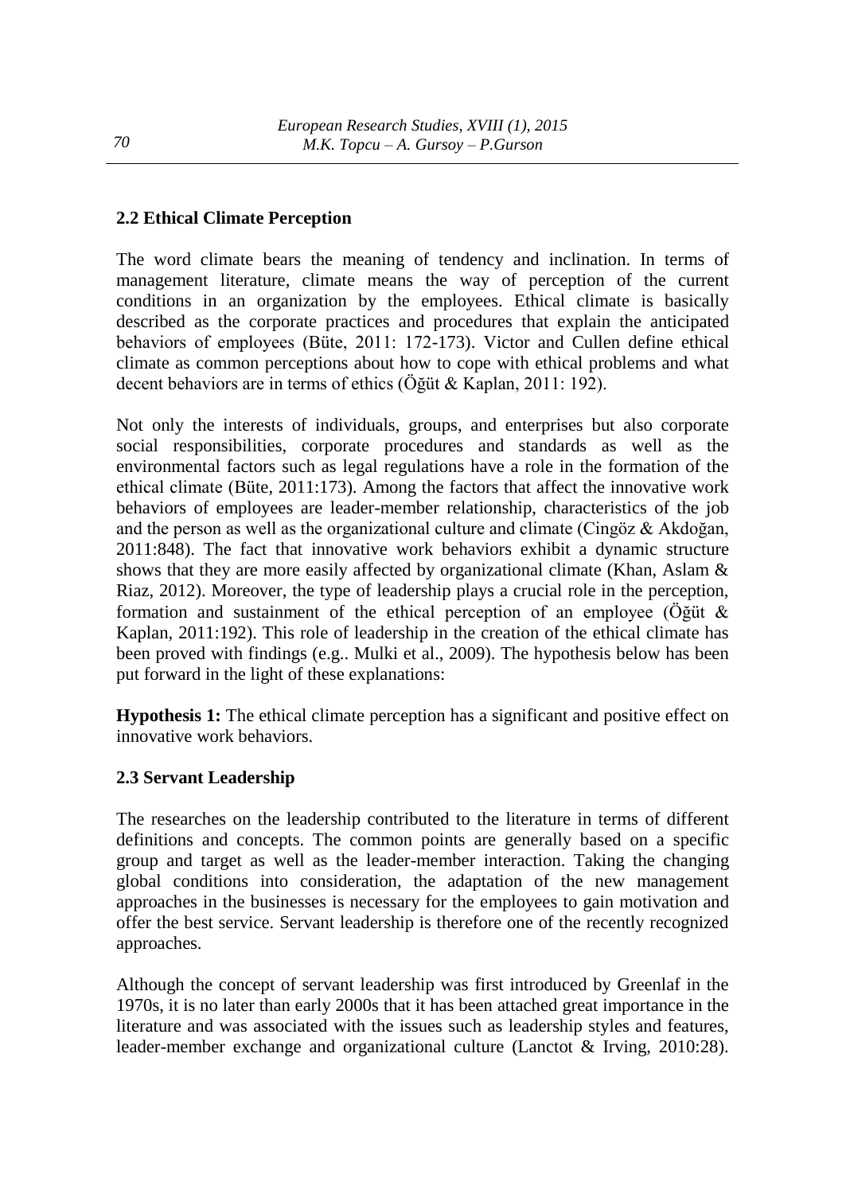## 2.2 Ethical Climate Perception

The word climate bears the meaning of tendency and inclination. In terms of management literature, climate means the way of perception of the current conditions in an organization by the employees. Ethical climate is basically described as the corporate practices and procedures that explain the anticipated behaviors of employees (Büte, 2011: 172-173). Victor and Cullen define ethical climate as common perceptions about how to cope with ethical problems and what decent behaviors are in terms of ethics (Öğüt & Kaplan, 2011: 192).

Not only the interests of individuals, groups, and enterprises but also corporate social responsibilities, corporate procedures and standards as well as the environmental factors such as legal regulations have a role in the formation of the ethical climate (Büte, 2011:173). Among the factors that affect the innovative work behaviors of employees are leader-member relationship, characteristics of the job and the person as well as the organizational culture and climate (Cingöz & Akdoğan, 2011:848). The fact that innovative work behaviors exhibit a dynamic structure shows that they are more easily affected by organizational climate (Khan, Aslam & Riaz, 2012). Moreover, the type of leadership plays a crucial role in the perception, formation and sustainment of the ethical perception of an employee (Öğüt & Kaplan, 2011:192). This role of leadership in the creation of the ethical climate has been proved with findings (e.g.. Mulki et al., 2009). The hypothesis below has been put forward in the light of these explanations:

**Hypothesis 1:** The ethical climate perception has a significant and positive effect on innovative work behaviors.

## 2.3 Servant Leadership

The researches on the leadership contributed to the literature in terms of different definitions and concepts. The common points are generally based on a specific group and target as well as the leader-member interaction. Taking the changing global conditions into consideration, the adaptation of the new management approaches in the businesses is necessary for the employees to gain motivation and offer the best service. Servant leadership is therefore one of the recently recognized approaches.

Although the concept of servant leadership was first introduced by Greenlaf in the 1970s, it is no later than early 2000s that it has been attached great importance in the literature and was associated with the issues such as leadership styles and features, leader-member exchange and organizational culture (Lanctot & Irving, 2010:28).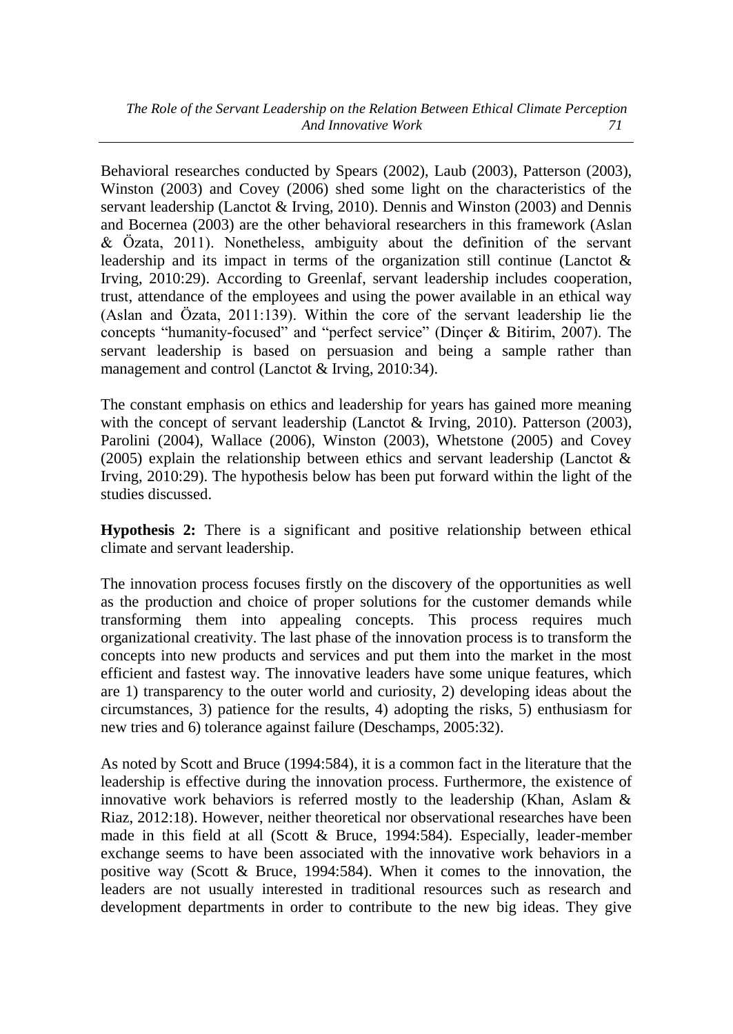Behavioral researches conducted by Spears (2002), Laub (2003), Patterson (2003), Winston (2003) and Covey (2006) shed some light on the characteristics of the servant leadership (Lanctot & Irving, 2010). Dennis and Winston (2003) and Dennis and Bocernea (2003) are the other behavioral researchers in this framework (Aslan & Özata, 2011). Nonetheless, ambiguity about the definition of the servant leadership and its impact in terms of the organization still continue (Lanctot & Irving, 2010:29). According to Greenlaf, servant leadership includes cooperation, trust, attendance of the employees and using the power available in an ethical way (Aslan and Özata, 2011:139). Within the core of the servant leadership lie the concepts "humanity-focused" and "perfect service" (Dinçer & Bitirim, 2007). The servant leadership is based on persuasion and being a sample rather than management and control (Lanctot & Irving, 2010:34).

The constant emphasis on ethics and leadership for years has gained more meaning with the concept of servant leadership (Lanctot & Irving, 2010). Patterson (2003), Parolini (2004), Wallace (2006), Winston (2003), Whetstone (2005) and Covey (2005) explain the relationship between ethics and servant leadership (Lanctot & Irving, 2010:29). The hypothesis below has been put forward within the light of the studies discussed.

**Hypothesis 2:** There is a significant and positive relationship between ethical climate and servant leadership.

The innovation process focuses firstly on the discovery of the opportunities as well as the production and choice of proper solutions for the customer demands while transforming them into appealing concepts. This process requires much organizational creativity. The last phase of the innovation process is to transform the concepts into new products and services and put them into the market in the most efficient and fastest way. The innovative leaders have some unique features, which are 1) transparency to the outer world and curiosity, 2) developing ideas about the circumstances, 3) patience for the results, 4) adopting the risks, 5) enthusiasm for new tries and 6) tolerance against failure (Deschamps, 2005:32).

As noted by Scott and Bruce (1994:584), it is a common fact in the literature that the leadership is effective during the innovation process. Furthermore, the existence of innovative work behaviors is referred mostly to the leadership (Khan, Aslam & Riaz, 2012:18). However, neither theoretical nor observational researches have been made in this field at all (Scott & Bruce, 1994:584). Especially, leader-member exchange seems to have been associated with the innovative work behaviors in a positive way (Scott & Bruce, 1994:584). When it comes to the innovation, the leaders are not usually interested in traditional resources such as research and development departments in order to contribute to the new big ideas. They give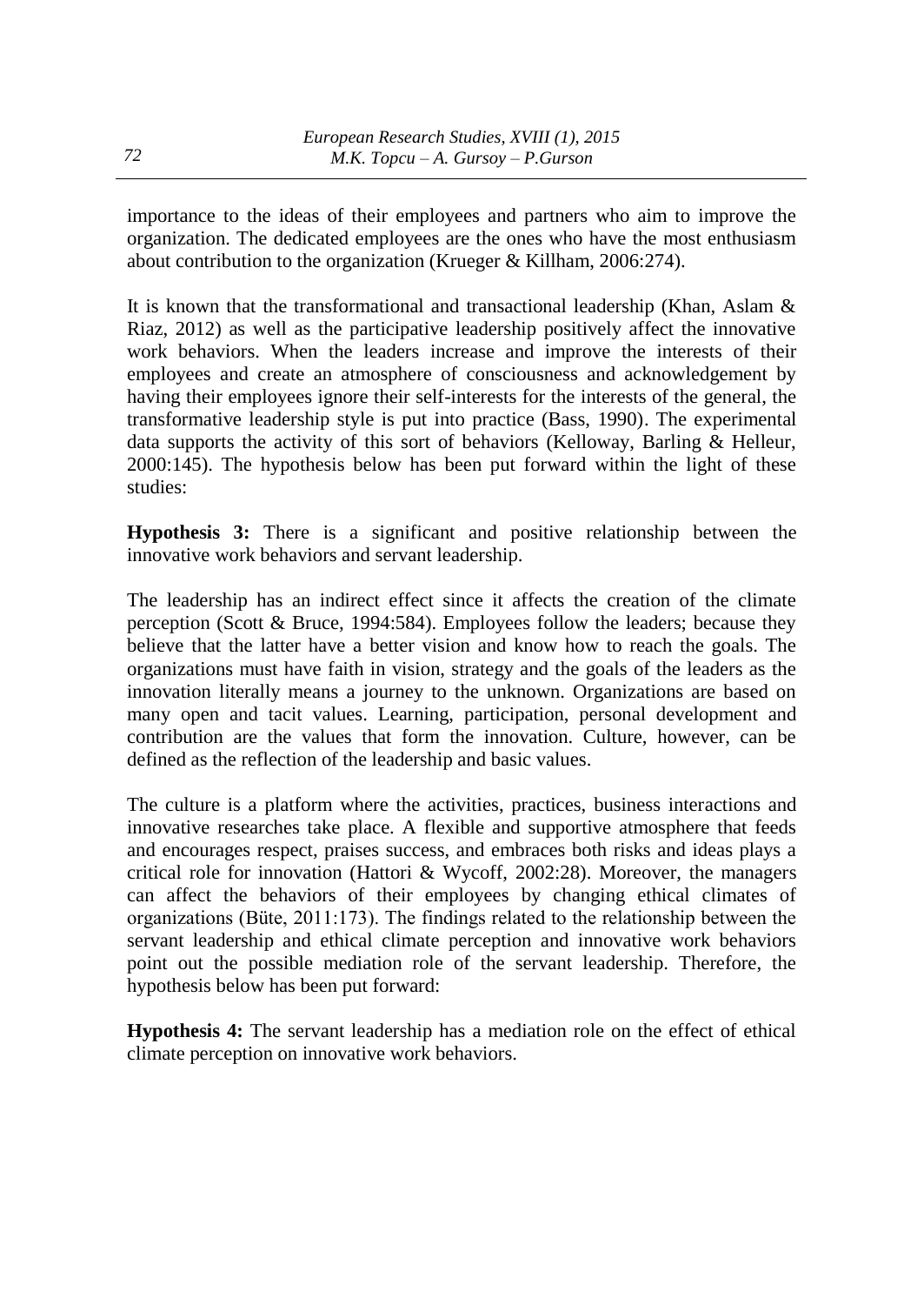importance to the ideas of their employees and partners who aim to improve the organization. The dedicated employees are the ones who have the most enthusiasm about contribution to the organization (Krueger & Killham, 2006:274).

It is known that the transformational and transactional leadership (Khan, Aslam & Riaz, 2012) as well as the participative leadership positively affect the innovative work behaviors. When the leaders increase and improve the interests of their employees and create an atmosphere of consciousness and acknowledgement by having their employees ignore their self-interests for the interests of the general, the transformative leadership style is put into practice (Bass, 1990). The experimental data supports the activity of this sort of behaviors (Kelloway, Barling & Helleur, 2000:145). The hypothesis below has been put forward within the light of these studies:

**Hypothesis 3:** There is a significant and positive relationship between the innovative work behaviors and servant leadership.

The leadership has an indirect effect since it affects the creation of the climate perception (Scott & Bruce, 1994:584). Employees follow the leaders; because they believe that the latter have a better vision and know how to reach the goals. The organizations must have faith in vision, strategy and the goals of the leaders as the innovation literally means a journey to the unknown. Organizations are based on many open and tacit values. Learning, participation, personal development and contribution are the values that form the innovation. Culture, however, can be defined as the reflection of the leadership and basic values.

The culture is a platform where the activities, practices, business interactions and innovative researches take place. A flexible and supportive atmosphere that feeds and encourages respect, praises success, and embraces both risks and ideas plays a critical role for innovation (Hattori & Wycoff, 2002:28). Moreover, the managers can affect the behaviors of their employees by changing ethical climates of organizations (Büte, 2011:173). The findings related to the relationship between the servant leadership and ethical climate perception and innovative work behaviors point out the possible mediation role of the servant leadership. Therefore, the hypothesis below has been put forward:

**Hypothesis 4:** The servant leadership has a mediation role on the effect of ethical climate perception on innovative work behaviors.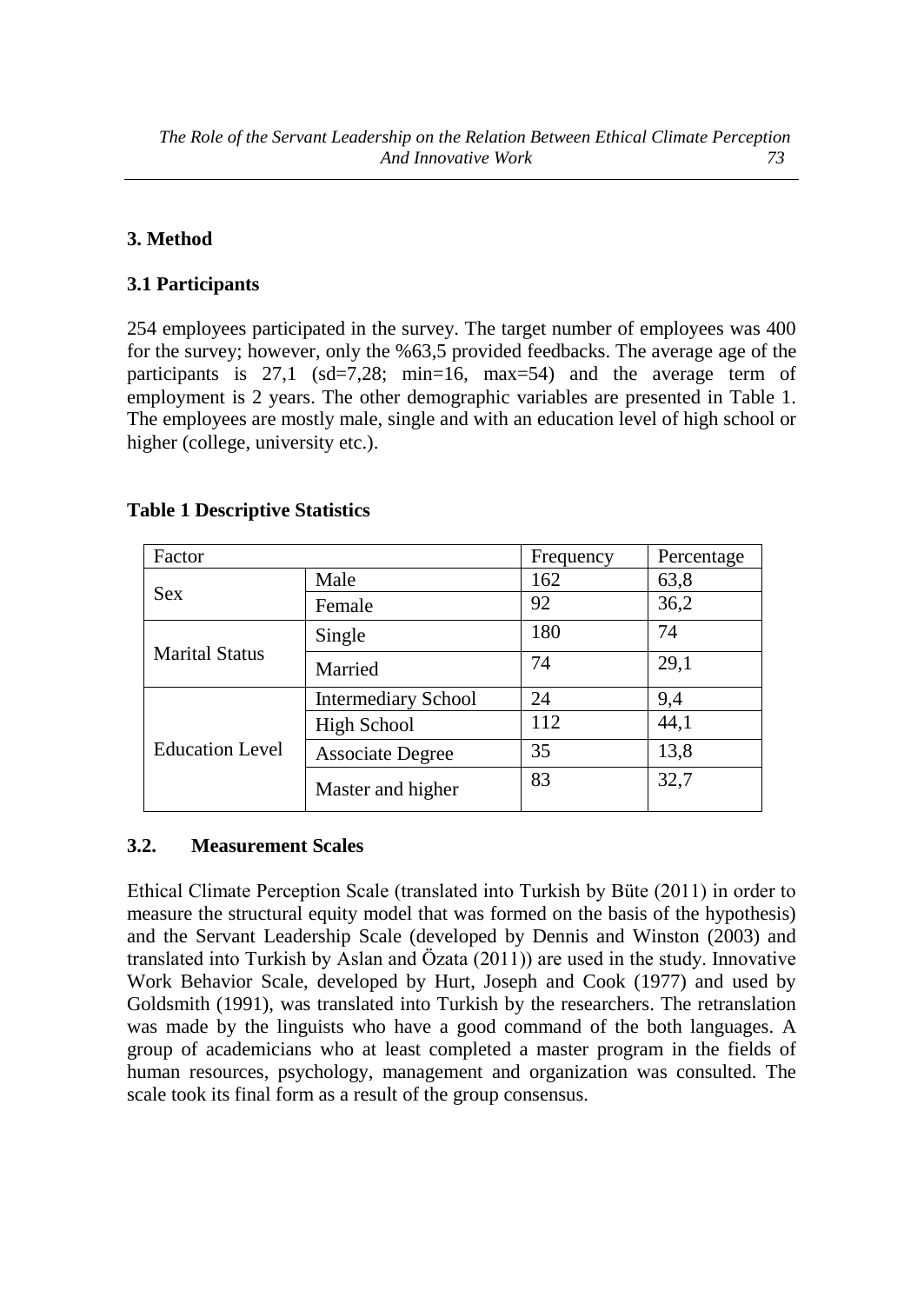## 3. Method

### 3.1 Participants

254 employees participated in the survey. The target number of employees was 400 for the survey; however, only the %63,5 provided feedbacks. The average age of the participants is 27,1 (sd=7,28; min=16, max=54) and the average term of employment is 2 years. The other demographic variables are presented in Table 1. The employees are mostly male, single and with an education level of high school or higher (college, university etc.).

**Table 1 Descriptive Statistics**

| Factor | | Frequency | Percentage |
|---|---|---|---|
| Sex | Male | 162 | 63,8 |
| | Female | 92 | 36,2 |
| Marital Status | Single | 180 | 74 |
| | Married | 74 | 29,1 |
| Education Level | Intermediary School | 24 | 9,4 |
| | High School | 112 | 44,1 |
| | Associate Degree | 35 | 13,8 |
| | Master and higher | 83 | 32,7 |

### 3.2. Measurement Scales

Ethical Climate Perception Scale (translated into Turkish by Büte (2011) in order to measure the structural equity model that was formed on the basis of the hypothesis) and the Servant Leadership Scale (developed by Dennis and Winston (2003) and translated into Turkish by Aslan and Özata (2011)) are used in the study. Innovative Work Behavior Scale, developed by Hurt, Joseph and Cook (1977) and used by Goldsmith (1991), was translated into Turkish by the researchers. The retranslation was made by the linguists who have a good command of the both languages. A group of academicians who at least completed a master program in the fields of human resources, psychology, management and organization was consulted. The scale took its final form as a result of the group consensus.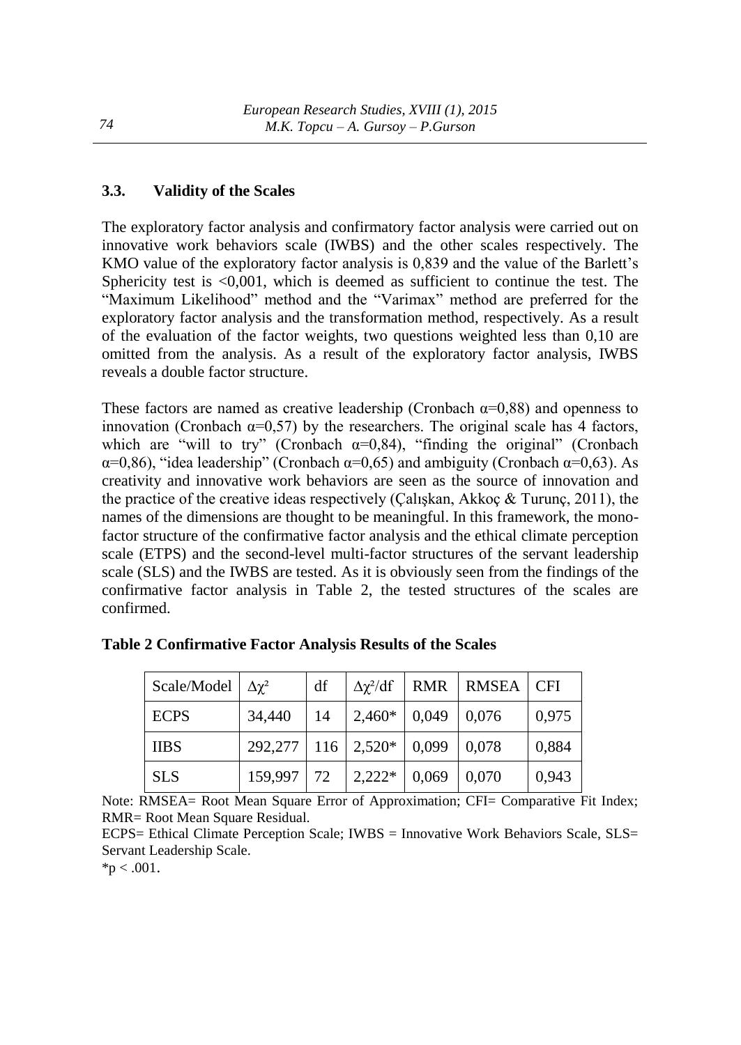### 3.3. Validity of the Scales

The exploratory factor analysis and confirmatory factor analysis were carried out on innovative work behaviors scale (IWBS) and the other scales respectively. The KMO value of the exploratory factor analysis is 0,839 and the value of the Barlett's Sphericity test is <0,001, which is deemed as sufficient to continue the test. The "Maximum Likelihood" method and the "Varimax" method are preferred for the exploratory factor analysis and the transformation method, respectively. As a result of the evaluation of the factor weights, two questions weighted less than 0,10 are omitted from the analysis. As a result of the exploratory factor analysis, IWBS reveals a double factor structure.

These factors are named as creative leadership (Cronbach $\alpha$=0,88) and openness to innovation (Cronbach $\alpha$=0,57) by the researchers. The original scale has 4 factors, which are "will to try" (Cronbach $\alpha$=0,84), "finding the original" (Cronbach $\alpha$=0,86), "idea leadership" (Cronbach $\alpha$=0,65) and ambiguity (Cronbach $\alpha$=0,63). As creativity and innovative work behaviors are seen as the source of innovation and the practice of the creative ideas respectively (Çalışkan, Akkoç & Turunç, 2011), the names of the dimensions are thought to be meaningful. In this framework, the mono-factor structure of the confirmative factor analysis and the ethical climate perception scale (ETPS) and the second-level multi-factor structures of the servant leadership scale (SLS) and the IWBS are tested. As it is obviously seen from the findings of the confirmative factor analysis in Table 2, the tested structures of the scales are confirmed.

**Table 2 Confirmative Factor Analysis Results of the Scales**

| Scale/Model | $\Delta\chi^2$ | df | $\Delta\chi^2$/df | RMR | RMSEA | CFI |
|---|---|---|---|---|---|---|
| ECPS | 34,440 | 14 | 2,460* | 0,049 | 0,076 | 0,975 |
| IIBS | 292,277 | 116 | 2,520* | 0,099 | 0,078 | 0,884 |
| SLS | 159,997 | 72 | 2,222* | 0,069 | 0,070 | 0,943 |

Note: RMSEA= Root Mean Square Error of Approximation; CFI= Comparative Fit Index; RMR= Root Mean Square Residual.
ECPS= Ethical Climate Perception Scale; IWBS = Innovative Work Behaviors Scale, SLS= Servant Leadership Scale.
*$p < .001$.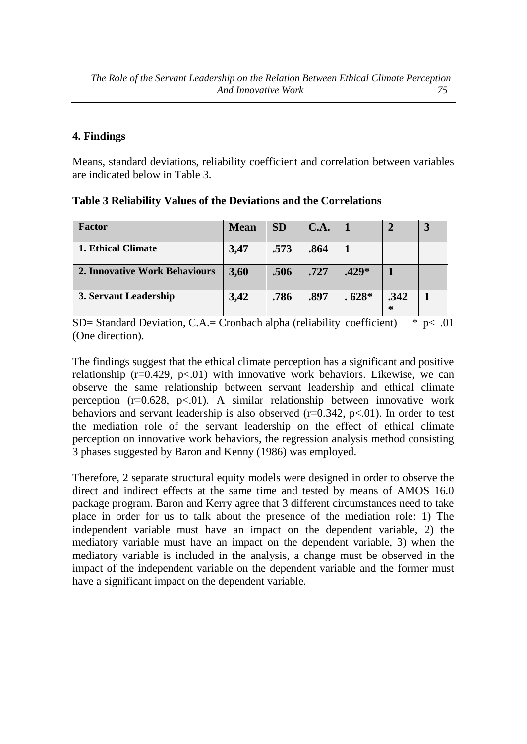## 4. Findings

Means, standard deviations, reliability coefficient and correlation between variables are indicated below in Table 3.

**Table 3 Reliability Values of the Deviations and the Correlations**

| Factor | Mean | SD | C.A. | 1 | 2 | 3 |
|---|---|---|---|---|---|---|
| 1. Ethical Climate | 3,47 | .573 | .864 | 1 | | |
| 2. Innovative Work Behaviours | 3,60 | .506 | .727 | .429* | 1 | |
| 3. Servant Leadership | 3,42 | .786 | .897 | . 628* | .342* | 1 |

SD= Standard Deviation, C.A.= Cronbach alpha (reliability coefficient) * $p < .01$ (One direction).

The findings suggest that the ethical climate perception has a significant and positive relationship ($r=0.429$, $p<.01$) with innovative work behaviors. Likewise, we can observe the same relationship between servant leadership and ethical climate perception ($r=0.628$, $p<.01$). A similar relationship between innovative work behaviors and servant leadership is also observed ($r=0.342$, $p<.01$). In order to test the mediation role of the servant leadership on the effect of ethical climate perception on innovative work behaviors, the regression analysis method consisting 3 phases suggested by Baron and Kenny (1986) was employed.

Therefore, 2 separate structural equity models were designed in order to observe the direct and indirect effects at the same time and tested by means of AMOS 16.0 package program. Baron and Kerry agree that 3 different circumstances need to take place in order for us to talk about the presence of the mediation role: 1) The independent variable must have an impact on the dependent variable, 2) the mediatory variable must have an impact on the dependent variable, 3) when the mediatory variable is included in the analysis, a change must be observed in the impact of the independent variable on the dependent variable and the former must have a significant impact on the dependent variable.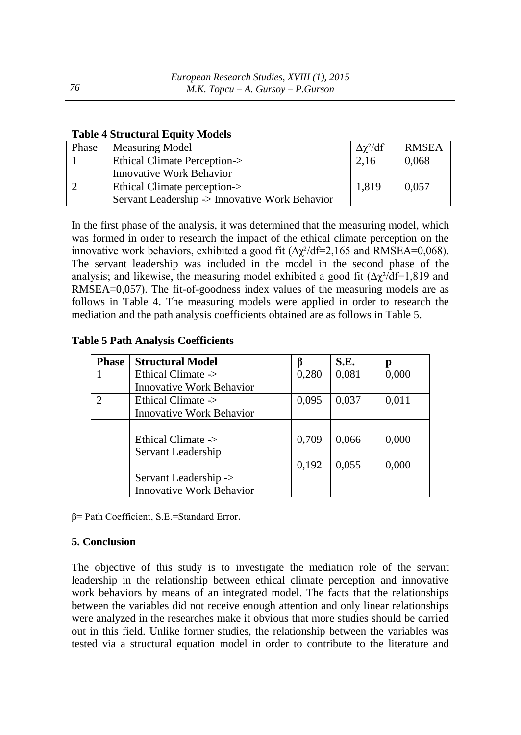**Table 4 Structural Equity Models**

| Phase | Measuring Model | $\Delta\chi^2$/df | RMSEA |
|---|---|---|---|
| 1 | Ethical Climate Perception-> Innovative Work Behavior | 2,16 | 0,068 |
| 2 | Ethical Climate perception-> Servant Leadership -> Innovative Work Behavior | 1,819 | 0,057 |

In the first phase of the analysis, it was determined that the measuring model, which was formed in order to research the impact of the ethical climate perception on the innovative work behaviors, exhibited a good fit ($\Delta\chi^2$/df=2,165 and RMSEA=0,068). The servant leadership was included in the model in the second phase of the analysis; and likewise, the measuring model exhibited a good fit ($\Delta\chi^2$/df=1,819 and RMSEA=0,057). The fit-of-goodness index values of the measuring models are as follows in Table 4. The measuring models were applied in order to research the mediation and the path analysis coefficients obtained are as follows in Table 5.

**Table 5 Path Analysis Coefficients**

| **Phase** | **Structural Model** | **β** | **S.E.** | **p** |
|---|---|---|---|---|
| 1 | Ethical Climate -> Innovative Work Behavior | 0,280 | 0,081 | 0,000 |
| 2 | Ethical Climate -> Innovative Work Behavior | 0,095 | 0,037 | 0,011 |
| | Ethical Climate -> Servant Leadership | 0,709 | 0,066 | 0,000 |
| | Servant Leadership -> Innovative Work Behavior | 0,192 | 0,055 | 0,000 |

β= Path Coefficient, S.E.=Standard Error.

## 5. Conclusion

The objective of this study is to investigate the mediation role of the servant leadership in the relationship between ethical climate perception and innovative work behaviors by means of an integrated model. The facts that the relationships between the variables did not receive enough attention and only linear relationships were analyzed in the researches make it obvious that more studies should be carried out in this field. Unlike former studies, the relationship between the variables was tested via a structural equation model in order to contribute to the literature and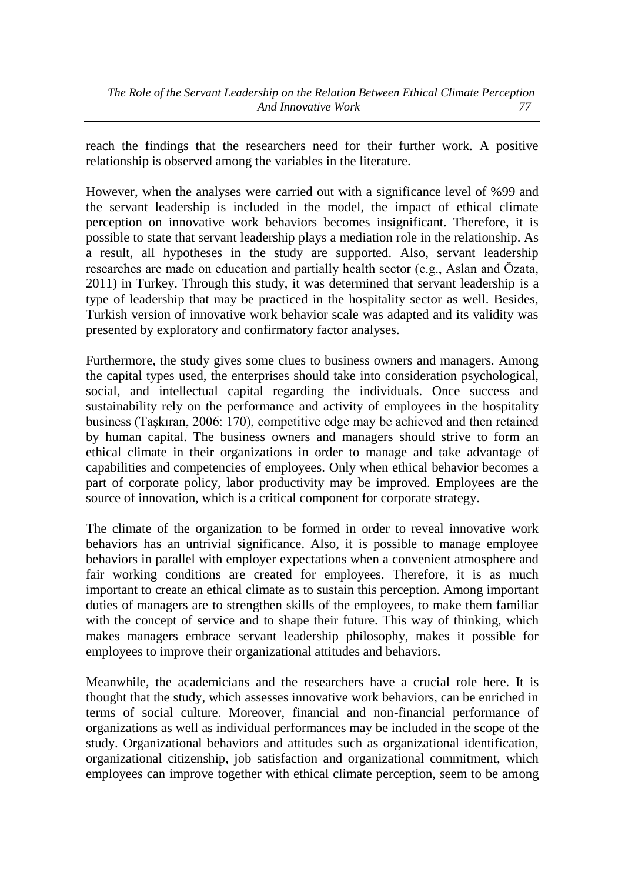reach the findings that the researchers need for their further work. A positive relationship is observed among the variables in the literature.

However, when the analyses were carried out with a significance level of %99 and the servant leadership is included in the model, the impact of ethical climate perception on innovative work behaviors becomes insignificant. Therefore, it is possible to state that servant leadership plays a mediation role in the relationship. As a result, all hypotheses in the study are supported. Also, servant leadership researches are made on education and partially health sector (e.g., Aslan and Özata, 2011) in Turkey. Through this study, it was determined that servant leadership is a type of leadership that may be practiced in the hospitality sector as well. Besides, Turkish version of innovative work behavior scale was adapted and its validity was presented by exploratory and confirmatory factor analyses.

Furthermore, the study gives some clues to business owners and managers. Among the capital types used, the enterprises should take into consideration psychological, social, and intellectual capital regarding the individuals. Once success and sustainability rely on the performance and activity of employees in the hospitality business (Taşkıran, 2006: 170), competitive edge may be achieved and then retained by human capital. The business owners and managers should strive to form an ethical climate in their organizations in order to manage and take advantage of capabilities and competencies of employees. Only when ethical behavior becomes a part of corporate policy, labor productivity may be improved. Employees are the source of innovation, which is a critical component for corporate strategy.

The climate of the organization to be formed in order to reveal innovative work behaviors has an untrivial significance. Also, it is possible to manage employee behaviors in parallel with employer expectations when a convenient atmosphere and fair working conditions are created for employees. Therefore, it is as much important to create an ethical climate as to sustain this perception. Among important duties of managers are to strengthen skills of the employees, to make them familiar with the concept of service and to shape their future. This way of thinking, which makes managers embrace servant leadership philosophy, makes it possible for employees to improve their organizational attitudes and behaviors.

Meanwhile, the academicians and the researchers have a crucial role here. It is thought that the study, which assesses innovative work behaviors, can be enriched in terms of social culture. Moreover, financial and non-financial performance of organizations as well as individual performances may be included in the scope of the study. Organizational behaviors and attitudes such as organizational identification, organizational citizenship, job satisfaction and organizational commitment, which employees can improve together with ethical climate perception, seem to be among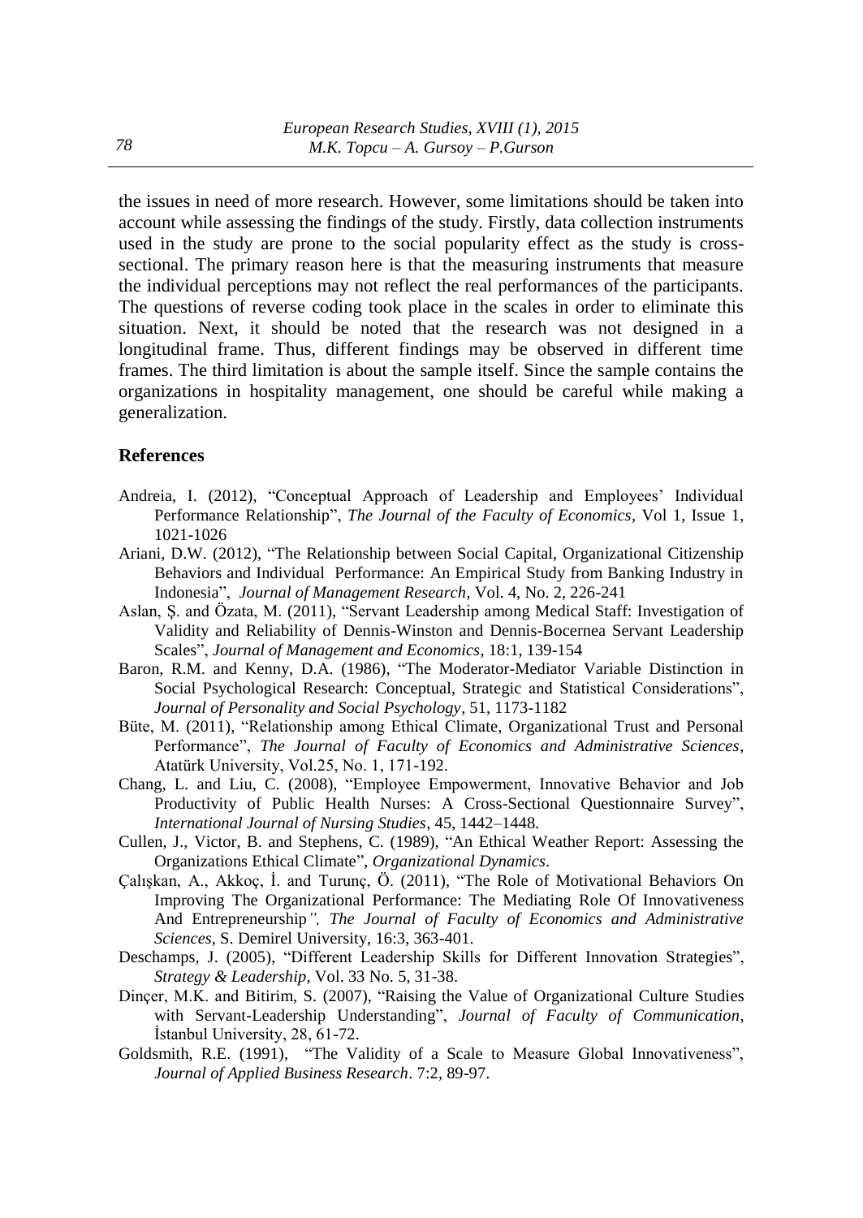the issues in need of more research. However, some limitations should be taken into account while assessing the findings of the study. Firstly, data collection instruments used in the study are prone to the social popularity effect as the study is cross-sectional. The primary reason here is that the measuring instruments that measure the individual perceptions may not reflect the real performances of the participants. The questions of reverse coding took place in the scales in order to eliminate this situation. Next, it should be noted that the research was not designed in a longitudinal frame. Thus, different findings may be observed in different time frames. The third limitation is about the sample itself. Since the sample contains the organizations in hospitality management, one should be careful while making a generalization.

## References

- Andreia, I. (2012), "Conceptual Approach of Leadership and Employees' Individual Performance Relationship", *The Journal of the Faculty of Economics*, Vol 1, Issue 1, 1021-1026
- Ariani, D.W. (2012), "The Relationship between Social Capital, Organizational Citizenship Behaviors and Individual Performance: An Empirical Study from Banking Industry in Indonesia", *Journal of Management Research*, Vol. 4, No. 2, 226-241
- Aslan, Ş. and Özata, M. (2011), "Servant Leadership among Medical Staff: Investigation of Validity and Reliability of Dennis-Winston and Dennis-Bocernea Servant Leadership Scales", *Journal of Management and Economics*, 18:1, 139-154
- Baron, R.M. and Kenny, D.A. (1986), "The Moderator-Mediator Variable Distinction in Social Psychological Research: Conceptual, Strategic and Statistical Considerations", *Journal of Personality and Social Psychology*, 51, 1173-1182
- Büte, M. (2011), "Relationship among Ethical Climate, Organizational Trust and Personal Performance", *The Journal of Faculty of Economics and Administrative Sciences*, Atatürk University, Vol.25, No. 1, 171-192.
- Chang, L. and Liu, C. (2008), "Employee Empowerment, Innovative Behavior and Job Productivity of Public Health Nurses: A Cross-Sectional Questionnaire Survey", *International Journal of Nursing Studies*, 45, 1442–1448.
- Cullen, J., Victor, B. and Stephens, C. (1989), "An Ethical Weather Report: Assessing the Organizations Ethical Climate", *Organizational Dynamics*.
- Çalışkan, A., Akkoç, İ. and Turunç, Ö. (2011), "The Role of Motivational Behaviors On Improving The Organizational Performance: The Mediating Role Of Innovativeness And Entrepreneurship", *The Journal of Faculty of Economics and Administrative Sciences*, S. Demirel University, 16:3, 363-401.
- Deschamps, J. (2005), "Different Leadership Skills for Different Innovation Strategies", *Strategy & Leadership*, Vol. 33 No. 5, 31-38.
- Dinçer, M.K. and Bitirim, S. (2007), "Raising the Value of Organizational Culture Studies with Servant-Leadership Understanding", *Journal of Faculty of Communication*, İstanbul University, 28, 61-72.
- Goldsmith, R.E. (1991), "The Validity of a Scale to Measure Global Innovativeness", *Journal of Applied Business Research*. 7:2, 89-97.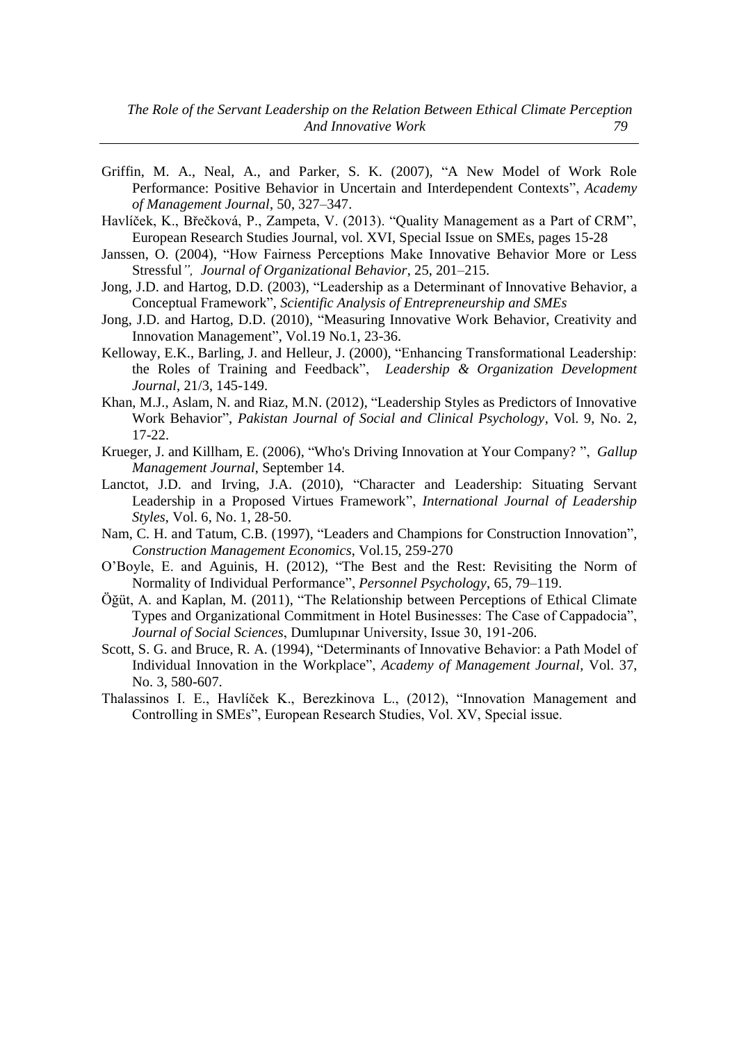Griffin, M. A., Neal, A., and Parker, S. K. (2007), "A New Model of Work Role Performance: Positive Behavior in Uncertain and Interdependent Contexts", *Academy of Management Journal*, 50, 327–347.

Havlíček, K., Břečková, P., Zampeta, V. (2013). "Quality Management as a Part of CRM", European Research Studies Journal, vol. XVI, Special Issue on SMEs, pages 15-28

Janssen, O. (2004), "How Fairness Perceptions Make Innovative Behavior More or Less Stressful*", Journal of Organizational Behavior*, 25, 201–215.

Jong, J.D. and Hartog, D.D. (2003), "Leadership as a Determinant of Innovative Behavior, a Conceptual Framework", *Scientific Analysis of Entrepreneurship and SMEs*

Jong, J.D. and Hartog, D.D. (2010), "Measuring Innovative Work Behavior, Creativity and Innovation Management", Vol.19 No.1, 23-36.

Kelloway, E.K., Barling, J. and Helleur, J. (2000), "Enhancing Transformational Leadership: the Roles of Training and Feedback", *Leadership & Organization Development Journal*, 21/3, 145-149.

Khan, M.J., Aslam, N. and Riaz, M.N. (2012), "Leadership Styles as Predictors of Innovative Work Behavior", *Pakistan Journal of Social and Clinical Psychology*, Vol. 9, No. 2, 17-22.

Krueger, J. and Killham, E. (2006), "Who's Driving Innovation at Your Company? ", *Gallup Management Journal*, September 14.

Lanctot, J.D. and Irving, J.A. (2010), "Character and Leadership: Situating Servant Leadership in a Proposed Virtues Framework", *International Journal of Leadership Styles*, Vol. 6, No. 1, 28-50.

Nam, C. H. and Tatum, C.B. (1997), "Leaders and Champions for Construction Innovation", *Construction Management Economics*, Vol.15, 259-270

O'Boyle, E. and Aguinis, H. (2012), "The Best and the Rest: Revisiting the Norm of Normality of Individual Performance", *Personnel Psychology*, 65, 79–119.

Öğüt, A. and Kaplan, M. (2011), "The Relationship between Perceptions of Ethical Climate Types and Organizational Commitment in Hotel Businesses: The Case of Cappadocia", *Journal of Social Sciences*, Dumlupınar University, Issue 30, 191-206.

Scott, S. G. and Bruce, R. A. (1994), "Determinants of Innovative Behavior: a Path Model of Individual Innovation in the Workplace", *Academy of Management Journal*, Vol. 37, No. 3, 580-607.

Thalassinos I. E., Havlíček K., Berezkinova L., (2012), "Innovation Management and Controlling in SMEs", European Research Studies, Vol. XV, Special issue.